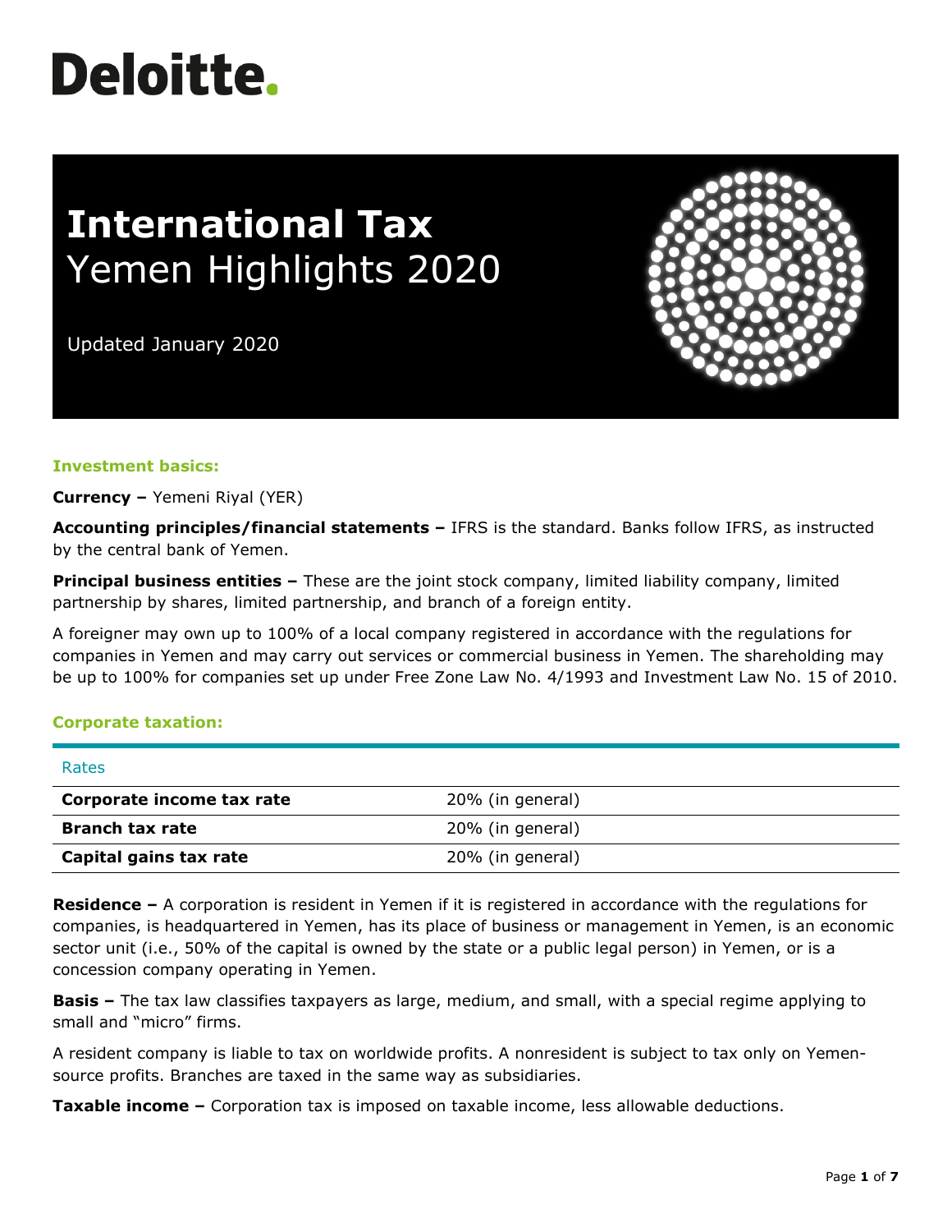# Deloitte.

# International Tax
## Yemen Highlights 2020

Updated January 2020

### Investment basics:

**Currency –** Yemeni Riyal (YER)

**Accounting principles/financial statements –** IFRS is the standard. Banks follow IFRS, as instructed by the central bank of Yemen.

**Principal business entities –** These are the joint stock company, limited liability company, limited partnership by shares, limited partnership, and branch of a foreign entity.

A foreigner may own up to 100% of a local company registered in accordance with the regulations for companies in Yemen and may carry out services or commercial business in Yemen. The shareholding may be up to 100% for companies set up under Free Zone Law No. 4/1993 and Investment Law No. 15 of 2010.

### Corporate taxation:

| Rates | |
|---|---|
| **Corporate income tax rate** | 20% (in general) |
| **Branch tax rate** | 20% (in general) |
| **Capital gains tax rate** | 20% (in general) |

**Residence –** A corporation is resident in Yemen if it is registered in accordance with the regulations for companies, is headquartered in Yemen, has its place of business or management in Yemen, is an economic sector unit (i.e., 50% of the capital is owned by the state or a public legal person) in Yemen, or is a concession company operating in Yemen.

**Basis –** The tax law classifies taxpayers as large, medium, and small, with a special regime applying to small and "micro" firms.

A resident company is liable to tax on worldwide profits. A nonresident is subject to tax only on Yemen-source profits. Branches are taxed in the same way as subsidiaries.

**Taxable income –** Corporation tax is imposed on taxable income, less allowable deductions.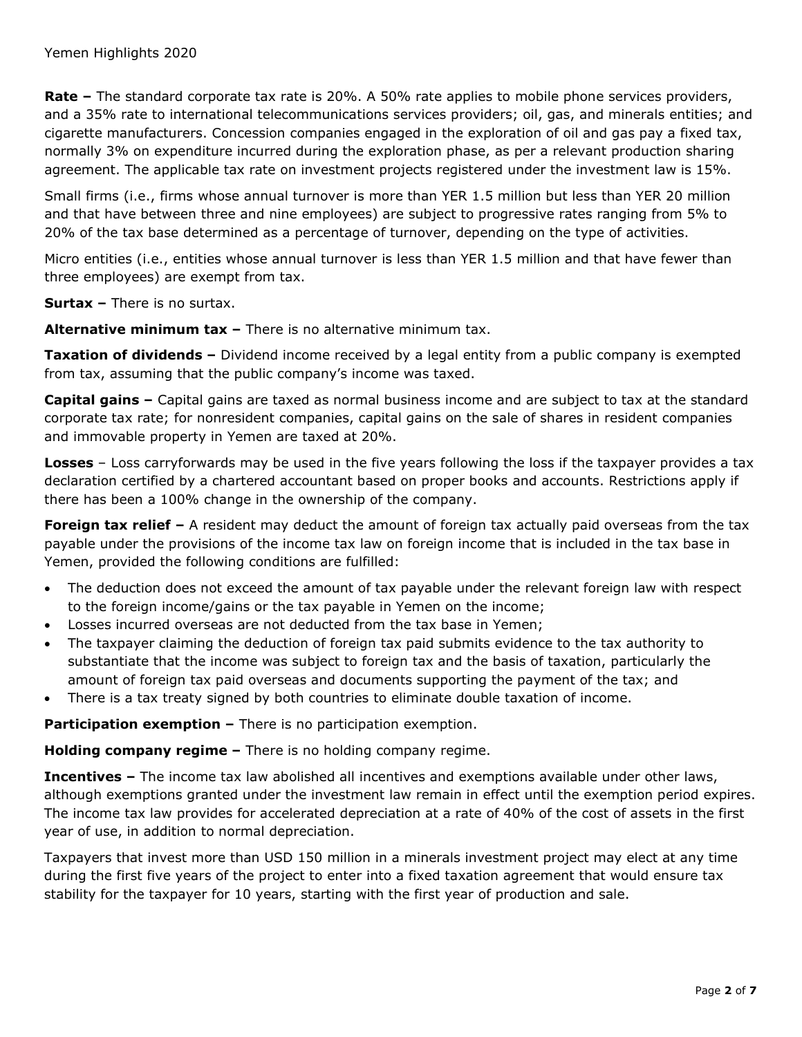**Rate –** The standard corporate tax rate is 20%. A 50% rate applies to mobile phone services providers, and a 35% rate to international telecommunications services providers; oil, gas, and minerals entities; and cigarette manufacturers. Concession companies engaged in the exploration of oil and gas pay a fixed tax, normally 3% on expenditure incurred during the exploration phase, as per a relevant production sharing agreement. The applicable tax rate on investment projects registered under the investment law is 15%.

Small firms (i.e., firms whose annual turnover is more than YER 1.5 million but less than YER 20 million and that have between three and nine employees) are subject to progressive rates ranging from 5% to 20% of the tax base determined as a percentage of turnover, depending on the type of activities.

Micro entities (i.e., entities whose annual turnover is less than YER 1.5 million and that have fewer than three employees) are exempt from tax.

**Surtax –** There is no surtax.

**Alternative minimum tax –** There is no alternative minimum tax.

**Taxation of dividends –** Dividend income received by a legal entity from a public company is exempted from tax, assuming that the public company's income was taxed.

**Capital gains –** Capital gains are taxed as normal business income and are subject to tax at the standard corporate tax rate; for nonresident companies, capital gains on the sale of shares in resident companies and immovable property in Yemen are taxed at 20%.

**Losses** – Loss carryforwards may be used in the five years following the loss if the taxpayer provides a tax declaration certified by a chartered accountant based on proper books and accounts. Restrictions apply if there has been a 100% change in the ownership of the company.

**Foreign tax relief –** A resident may deduct the amount of foreign tax actually paid overseas from the tax payable under the provisions of the income tax law on foreign income that is included in the tax base in Yemen, provided the following conditions are fulfilled:

- The deduction does not exceed the amount of tax payable under the relevant foreign law with respect to the foreign income/gains or the tax payable in Yemen on the income;
- Losses incurred overseas are not deducted from the tax base in Yemen;
- The taxpayer claiming the deduction of foreign tax paid submits evidence to the tax authority to substantiate that the income was subject to foreign tax and the basis of taxation, particularly the amount of foreign tax paid overseas and documents supporting the payment of the tax; and
- There is a tax treaty signed by both countries to eliminate double taxation of income.

**Participation exemption –** There is no participation exemption.

**Holding company regime –** There is no holding company regime.

**Incentives –** The income tax law abolished all incentives and exemptions available under other laws, although exemptions granted under the investment law remain in effect until the exemption period expires. The income tax law provides for accelerated depreciation at a rate of 40% of the cost of assets in the first year of use, in addition to normal depreciation.

Taxpayers that invest more than USD 150 million in a minerals investment project may elect at any time during the first five years of the project to enter into a fixed taxation agreement that would ensure tax stability for the taxpayer for 10 years, starting with the first year of production and sale.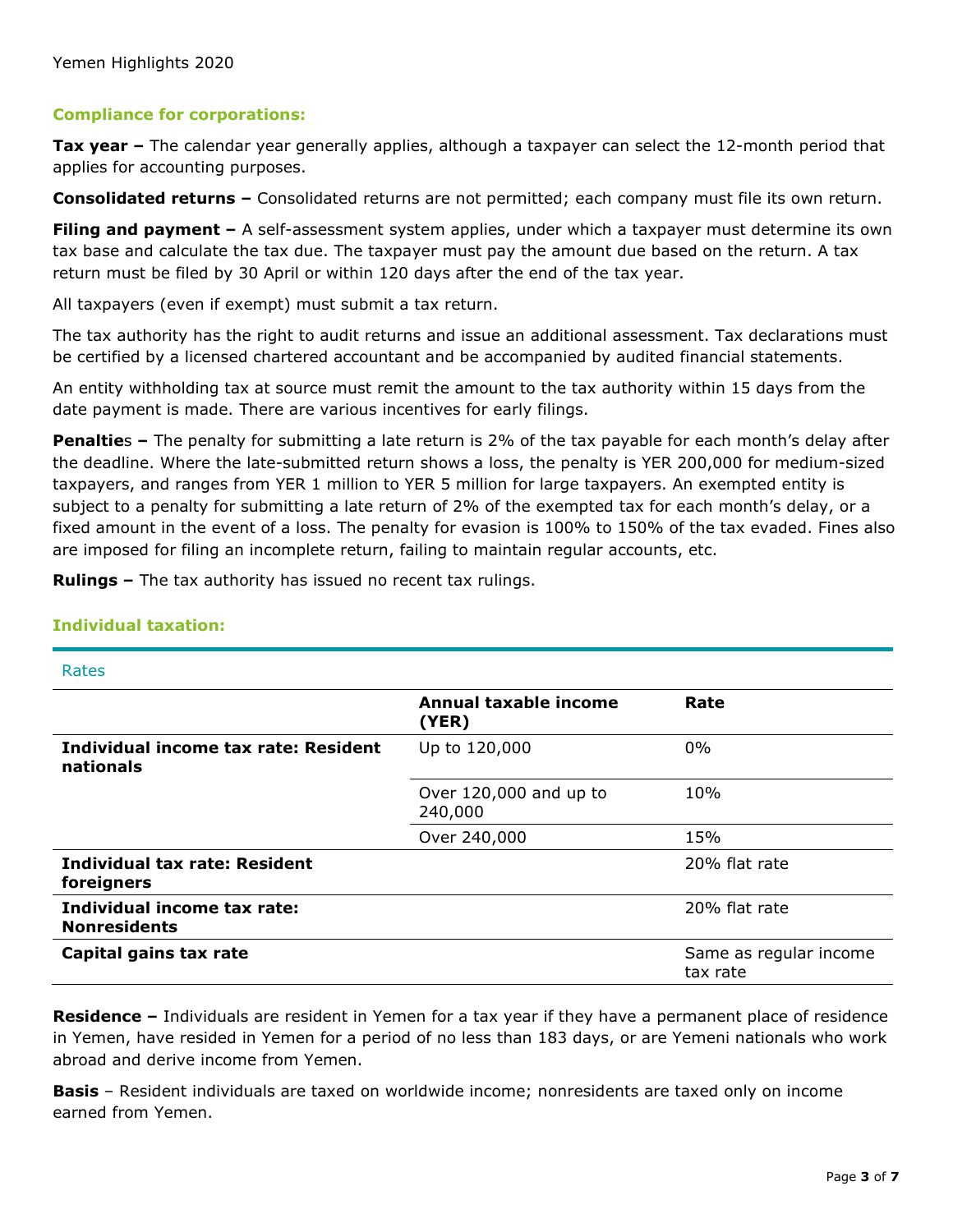## Compliance for corporations:

**Tax year –** The calendar year generally applies, although a taxpayer can select the 12-month period that applies for accounting purposes.

**Consolidated returns –** Consolidated returns are not permitted; each company must file its own return.

**Filing and payment –** A self-assessment system applies, under which a taxpayer must determine its own tax base and calculate the tax due. The taxpayer must pay the amount due based on the return. A tax return must be filed by 30 April or within 120 days after the end of the tax year.

All taxpayers (even if exempt) must submit a tax return.

The tax authority has the right to audit returns and issue an additional assessment. Tax declarations must be certified by a licensed chartered accountant and be accompanied by audited financial statements.

An entity withholding tax at source must remit the amount to the tax authority within 15 days from the date payment is made. There are various incentives for early filings.

**Penalties –** The penalty for submitting a late return is 2% of the tax payable for each month's delay after the deadline. Where the late-submitted return shows a loss, the penalty is YER 200,000 for medium-sized taxpayers, and ranges from YER 1 million to YER 5 million for large taxpayers. An exempted entity is subject to a penalty for submitting a late return of 2% of the exempted tax for each month's delay, or a fixed amount in the event of a loss. The penalty for evasion is 100% to 150% of the tax evaded. Fines also are imposed for filing an incomplete return, failing to maintain regular accounts, etc.

**Rulings –** The tax authority has issued no recent tax rulings.

## Individual taxation:

Rates

| | Annual taxable income (YER) | Rate |
|---|---|---|
| **Individual income tax rate: Resident nationals** | Up to 120,000 | 0% |
| | Over 120,000 and up to 240,000 | 10% |
| | Over 240,000 | 15% |
| **Individual tax rate: Resident foreigners** | | 20% flat rate |
| **Individual income tax rate: Nonresidents** | | 20% flat rate |
| **Capital gains tax rate** | | Same as regular income tax rate |

**Residence –** Individuals are resident in Yemen for a tax year if they have a permanent place of residence in Yemen, have resided in Yemen for a period of no less than 183 days, or are Yemeni nationals who work abroad and derive income from Yemen.

**Basis** – Resident individuals are taxed on worldwide income; nonresidents are taxed only on income earned from Yemen.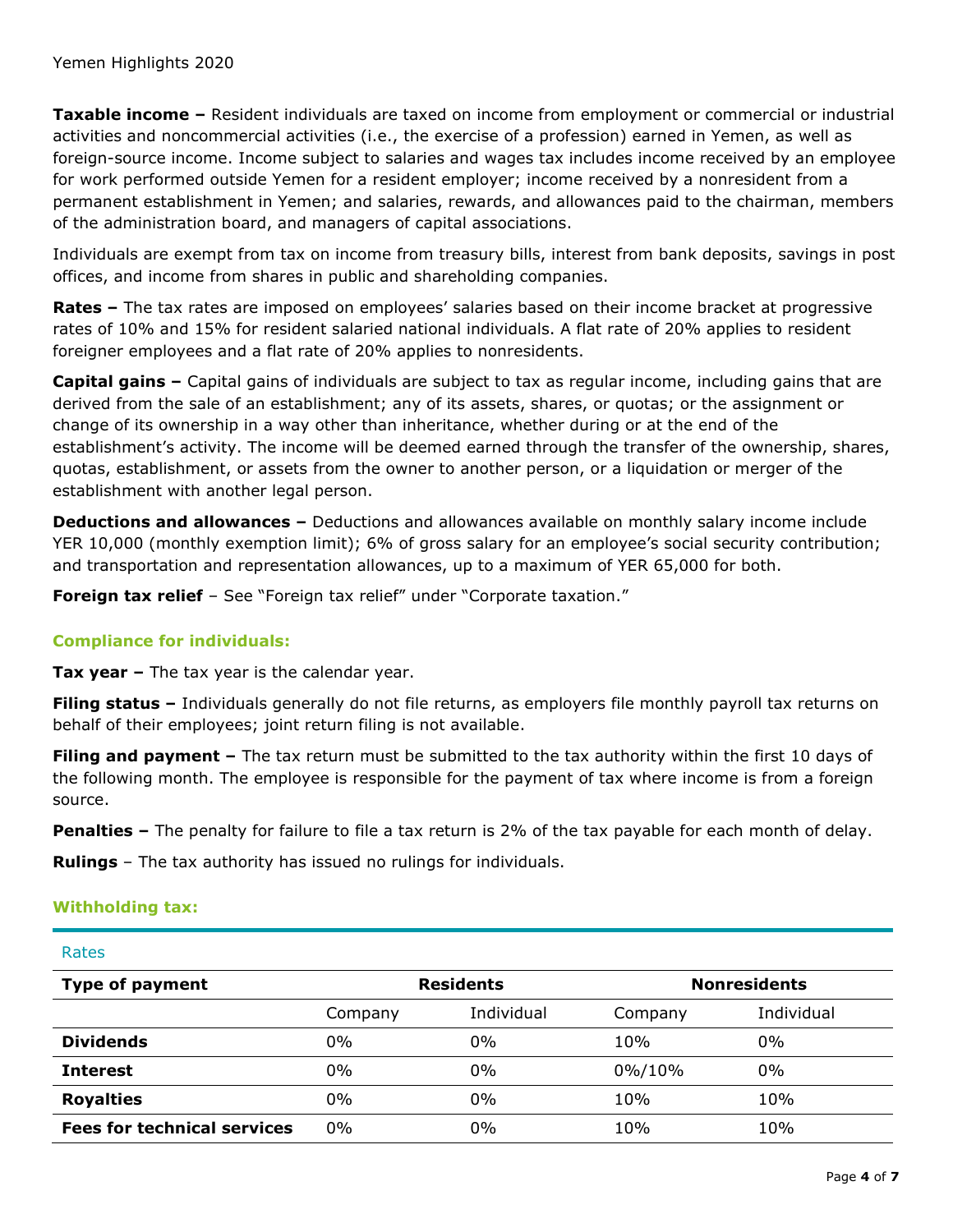**Taxable income –** Resident individuals are taxed on income from employment or commercial or industrial activities and noncommercial activities (i.e., the exercise of a profession) earned in Yemen, as well as foreign-source income. Income subject to salaries and wages tax includes income received by an employee for work performed outside Yemen for a resident employer; income received by a nonresident from a permanent establishment in Yemen; and salaries, rewards, and allowances paid to the chairman, members of the administration board, and managers of capital associations.

Individuals are exempt from tax on income from treasury bills, interest from bank deposits, savings in post offices, and income from shares in public and shareholding companies.

**Rates –** The tax rates are imposed on employees' salaries based on their income bracket at progressive rates of 10% and 15% for resident salaried national individuals. A flat rate of 20% applies to resident foreigner employees and a flat rate of 20% applies to nonresidents.

**Capital gains –** Capital gains of individuals are subject to tax as regular income, including gains that are derived from the sale of an establishment; any of its assets, shares, or quotas; or the assignment or change of its ownership in a way other than inheritance, whether during or at the end of the establishment's activity. The income will be deemed earned through the transfer of the ownership, shares, quotas, establishment, or assets from the owner to another person, or a liquidation or merger of the establishment with another legal person.

**Deductions and allowances –** Deductions and allowances available on monthly salary income include YER 10,000 (monthly exemption limit); 6% of gross salary for an employee's social security contribution; and transportation and representation allowances, up to a maximum of YER 65,000 for both.

**Foreign tax relief** – See "Foreign tax relief" under "Corporate taxation."

## Compliance for individuals:

**Tax year –** The tax year is the calendar year.

**Filing status –** Individuals generally do not file returns, as employers file monthly payroll tax returns on behalf of their employees; joint return filing is not available.

**Filing and payment –** The tax return must be submitted to the tax authority within the first 10 days of the following month. The employee is responsible for the payment of tax where income is from a foreign source.

**Penalties –** The penalty for failure to file a tax return is 2% of the tax payable for each month of delay.

**Rulings** – The tax authority has issued no rulings for individuals.

## Withholding tax:

Rates

| Type of payment | Residents | | Nonresidents | |
|---|---|---|---|---|
| | Company | Individual | Company | Individual |
| **Dividends** | 0% | 0% | 10% | 0% |
| **Interest** | 0% | 0% | 0%/10% | 0% |
| **Royalties** | 0% | 0% | 10% | 10% |
| **Fees for technical services** | 0% | 0% | 10% | 10% |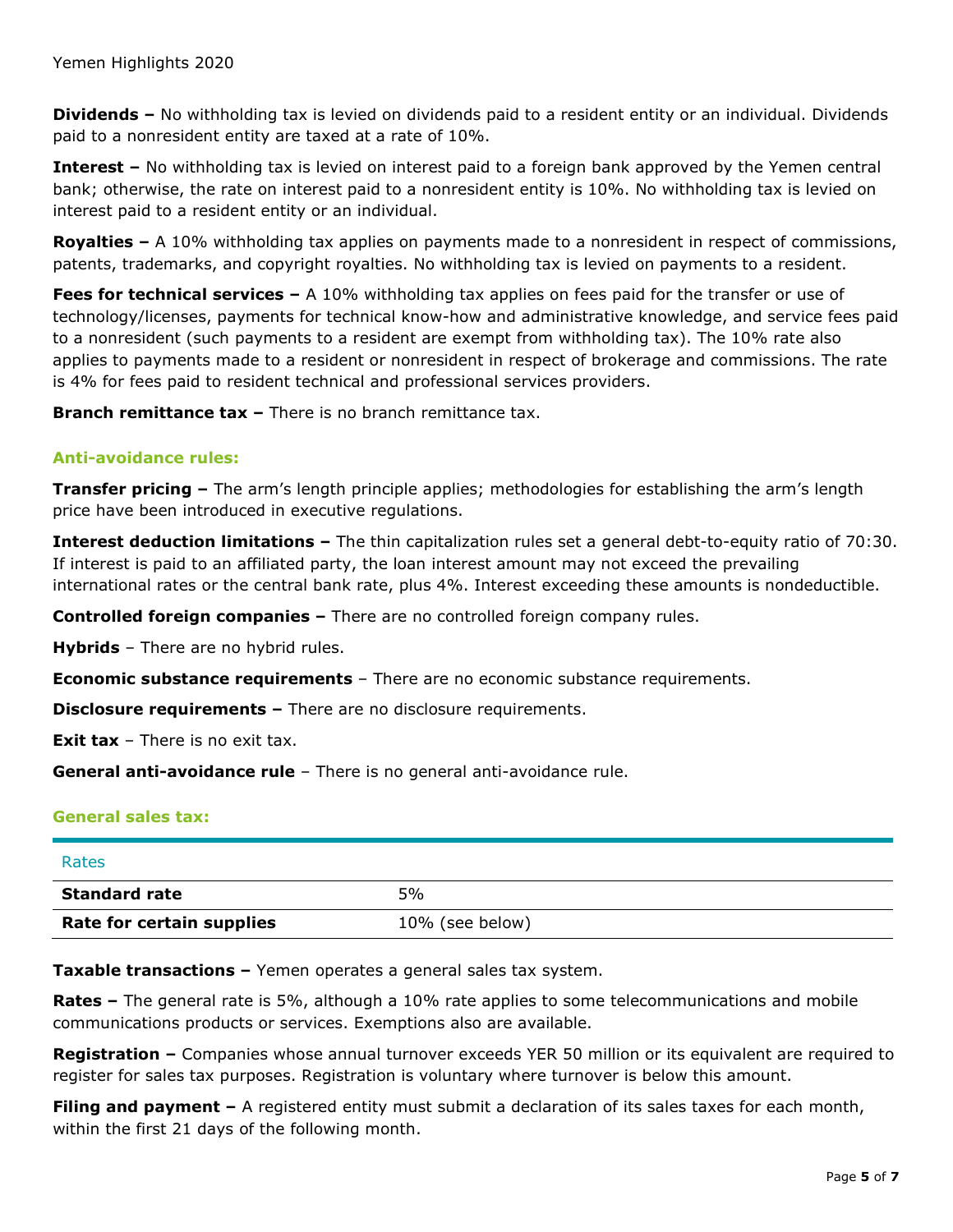**Dividends –** No withholding tax is levied on dividends paid to a resident entity or an individual. Dividends paid to a nonresident entity are taxed at a rate of 10%.

**Interest –** No withholding tax is levied on interest paid to a foreign bank approved by the Yemen central bank; otherwise, the rate on interest paid to a nonresident entity is 10%. No withholding tax is levied on interest paid to a resident entity or an individual.

**Royalties –** A 10% withholding tax applies on payments made to a nonresident in respect of commissions, patents, trademarks, and copyright royalties. No withholding tax is levied on payments to a resident.

**Fees for technical services –** A 10% withholding tax applies on fees paid for the transfer or use of technology/licenses, payments for technical know-how and administrative knowledge, and service fees paid to a nonresident (such payments to a resident are exempt from withholding tax). The 10% rate also applies to payments made to a resident or nonresident in respect of brokerage and commissions. The rate is 4% for fees paid to resident technical and professional services providers.

**Branch remittance tax –** There is no branch remittance tax.

## Anti-avoidance rules:

**Transfer pricing –** The arm's length principle applies; methodologies for establishing the arm's length price have been introduced in executive regulations.

**Interest deduction limitations –** The thin capitalization rules set a general debt-to-equity ratio of 70:30. If interest is paid to an affiliated party, the loan interest amount may not exceed the prevailing international rates or the central bank rate, plus 4%. Interest exceeding these amounts is nondeductible.

**Controlled foreign companies –** There are no controlled foreign company rules.

**Hybrids** – There are no hybrid rules.

**Economic substance requirements** – There are no economic substance requirements.

**Disclosure requirements –** There are no disclosure requirements.

**Exit tax** – There is no exit tax.

**General anti-avoidance rule** – There is no general anti-avoidance rule.

## General sales tax:

| Rates | |
|---|---|
| **Standard rate** | 5% |
| **Rate for certain supplies** | 10% (see below) |

**Taxable transactions –** Yemen operates a general sales tax system.

**Rates –** The general rate is 5%, although a 10% rate applies to some telecommunications and mobile communications products or services. Exemptions also are available.

**Registration –** Companies whose annual turnover exceeds YER 50 million or its equivalent are required to register for sales tax purposes. Registration is voluntary where turnover is below this amount.

**Filing and payment –** A registered entity must submit a declaration of its sales taxes for each month, within the first 21 days of the following month.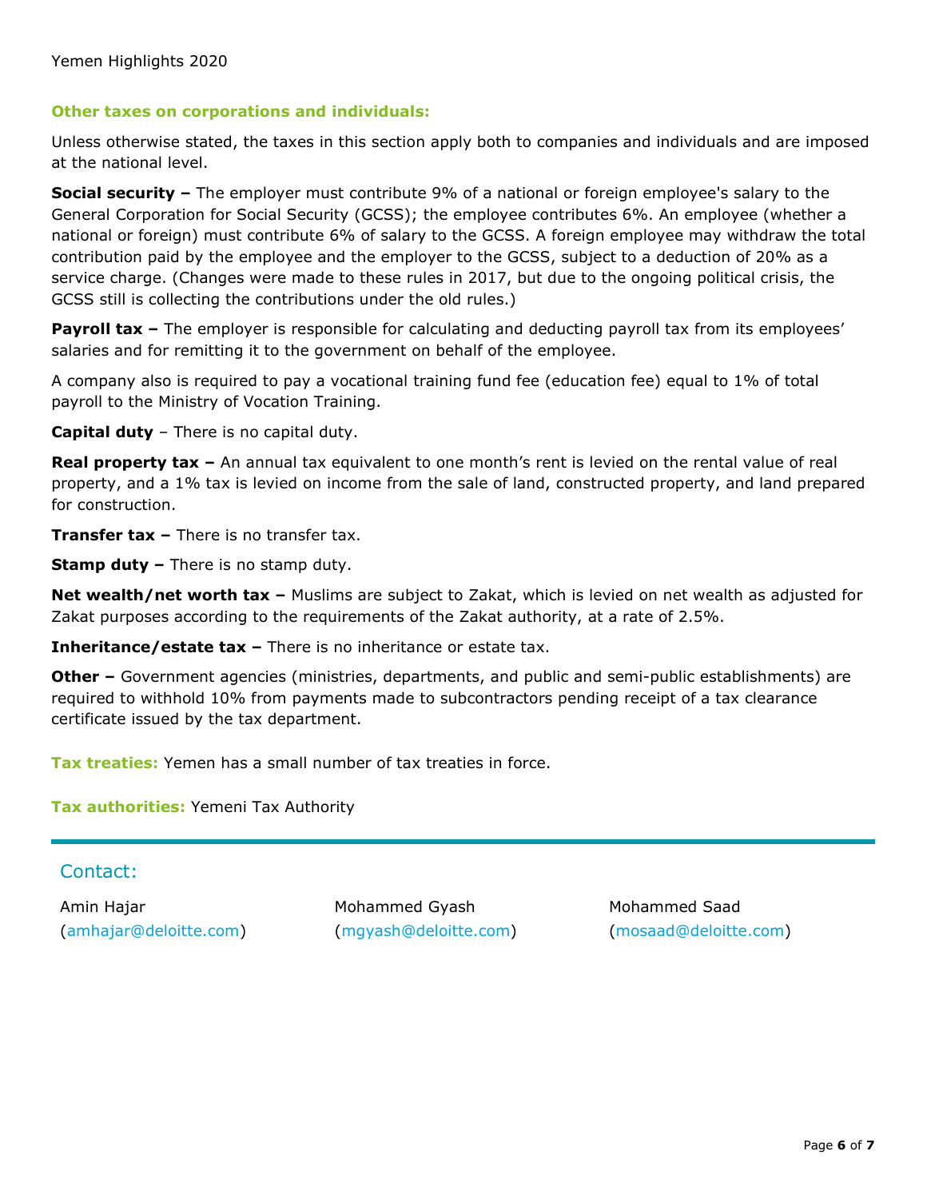## Other taxes on corporations and individuals:

Unless otherwise stated, the taxes in this section apply both to companies and individuals and are imposed at the national level.

**Social security –** The employer must contribute 9% of a national or foreign employee's salary to the General Corporation for Social Security (GCSS); the employee contributes 6%. An employee (whether a national or foreign) must contribute 6% of salary to the GCSS. A foreign employee may withdraw the total contribution paid by the employee and the employer to the GCSS, subject to a deduction of 20% as a service charge. (Changes were made to these rules in 2017, but due to the ongoing political crisis, the GCSS still is collecting the contributions under the old rules.)

**Payroll tax –** The employer is responsible for calculating and deducting payroll tax from its employees' salaries and for remitting it to the government on behalf of the employee.

A company also is required to pay a vocational training fund fee (education fee) equal to 1% of total payroll to the Ministry of Vocation Training.

**Capital duty** – There is no capital duty.

**Real property tax –** An annual tax equivalent to one month's rent is levied on the rental value of real property, and a 1% tax is levied on income from the sale of land, constructed property, and land prepared for construction.

**Transfer tax –** There is no transfer tax.

**Stamp duty –** There is no stamp duty.

**Net wealth/net worth tax –** Muslims are subject to Zakat, which is levied on net wealth as adjusted for Zakat purposes according to the requirements of the Zakat authority, at a rate of 2.5%.

**Inheritance/estate tax –** There is no inheritance or estate tax.

**Other –** Government agencies (ministries, departments, and public and semi-public establishments) are required to withhold 10% from payments made to subcontractors pending receipt of a tax clearance certificate issued by the tax department.

**Tax treaties:** Yemen has a small number of tax treaties in force.

**Tax authorities:** Yemeni Tax Authority

---

## Contact:

Amin Hajar (amhajar@deloitte.com)

Mohammed Gyash (mgyash@deloitte.com)

Mohammed Saad (mosaad@deloitte.com)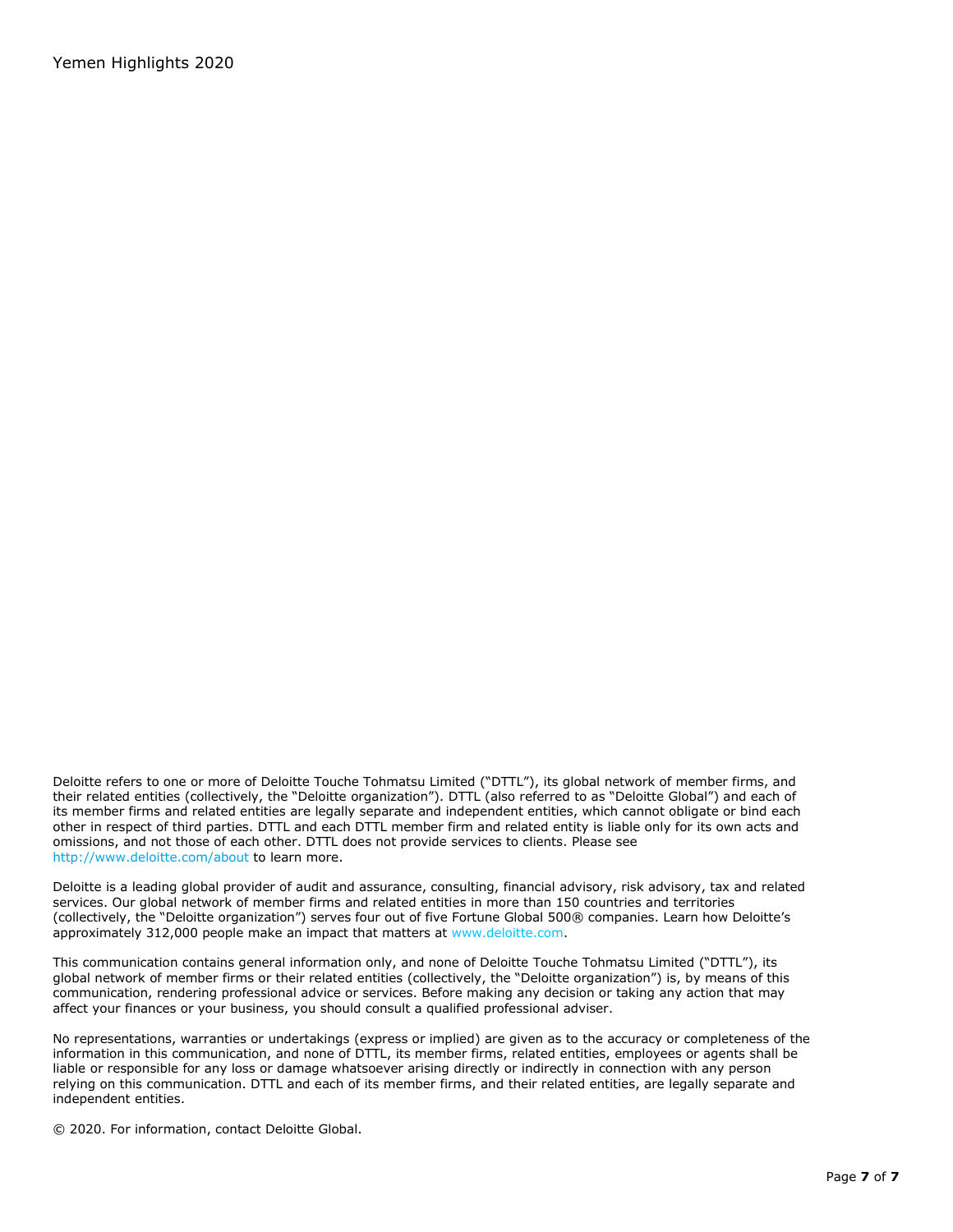Deloitte refers to one or more of Deloitte Touche Tohmatsu Limited ("DTTL"), its global network of member firms, and their related entities (collectively, the "Deloitte organization"). DTTL (also referred to as "Deloitte Global") and each of its member firms and related entities are legally separate and independent entities, which cannot obligate or bind each other in respect of third parties. DTTL and each DTTL member firm and related entity is liable only for its own acts and omissions, and not those of each other. DTTL does not provide services to clients. Please see http://www.deloitte.com/about to learn more.

Deloitte is a leading global provider of audit and assurance, consulting, financial advisory, risk advisory, tax and related services. Our global network of member firms and related entities in more than 150 countries and territories (collectively, the "Deloitte organization") serves four out of five Fortune Global 500® companies. Learn how Deloitte's approximately 312,000 people make an impact that matters at www.deloitte.com.

This communication contains general information only, and none of Deloitte Touche Tohmatsu Limited ("DTTL"), its global network of member firms or their related entities (collectively, the "Deloitte organization") is, by means of this communication, rendering professional advice or services. Before making any decision or taking any action that may affect your finances or your business, you should consult a qualified professional adviser.

No representations, warranties or undertakings (express or implied) are given as to the accuracy or completeness of the information in this communication, and none of DTTL, its member firms, related entities, employees or agents shall be liable or responsible for any loss or damage whatsoever arising directly or indirectly in connection with any person relying on this communication. DTTL and each of its member firms, and their related entities, are legally separate and independent entities.

© 2020. For information, contact Deloitte Global.